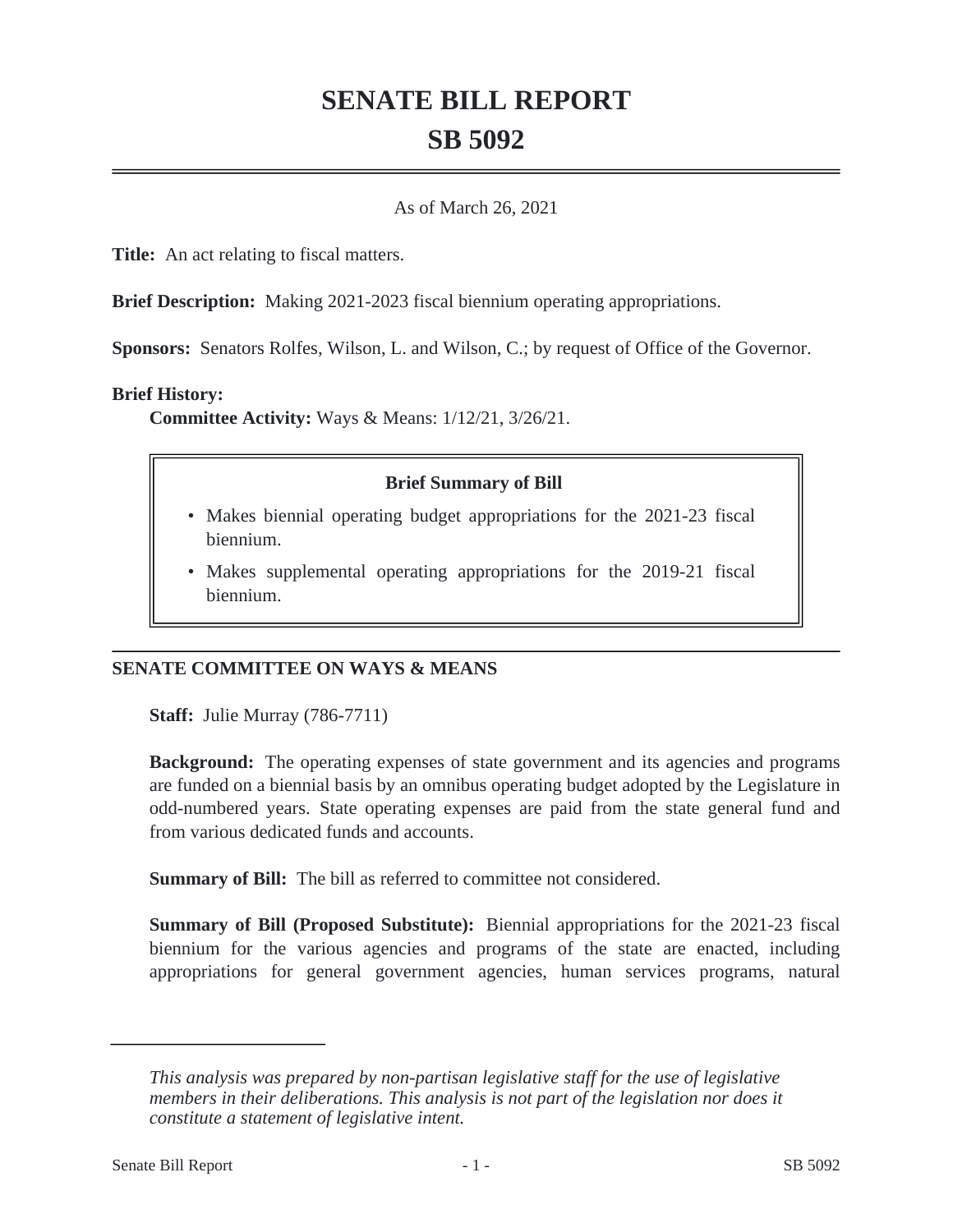# SENATE BILL REPORT
# SB 5092

As of March 26, 2021

**Title:** An act relating to fiscal matters.

**Brief Description:** Making 2021-2023 fiscal biennium operating appropriations.

**Sponsors:** Senators Rolfes, Wilson, L. and Wilson, C.; by request of Office of the Governor.

**Brief History:**

**Committee Activity:** Ways & Means: 1/12/21, 3/26/21.

> **Brief Summary of Bill**
>
> - Makes biennial operating budget appropriations for the 2021-23 fiscal biennium.
> - Makes supplemental operating appropriations for the 2019-21 fiscal biennium.

## SENATE COMMITTEE ON WAYS & MEANS

**Staff:** Julie Murray (786-7711)

**Background:** The operating expenses of state government and its agencies and programs are funded on a biennial basis by an omnibus operating budget adopted by the Legislature in odd-numbered years. State operating expenses are paid from the state general fund and from various dedicated funds and accounts.

**Summary of Bill:** The bill as referred to committee not considered.

**Summary of Bill (Proposed Substitute):** Biennial appropriations for the 2021-23 fiscal biennium for the various agencies and programs of the state are enacted, including appropriations for general government agencies, human services programs, natural

---

*This analysis was prepared by non-partisan legislative staff for the use of legislative members in their deliberations. This analysis is not part of the legislation nor does it constitute a statement of legislative intent.*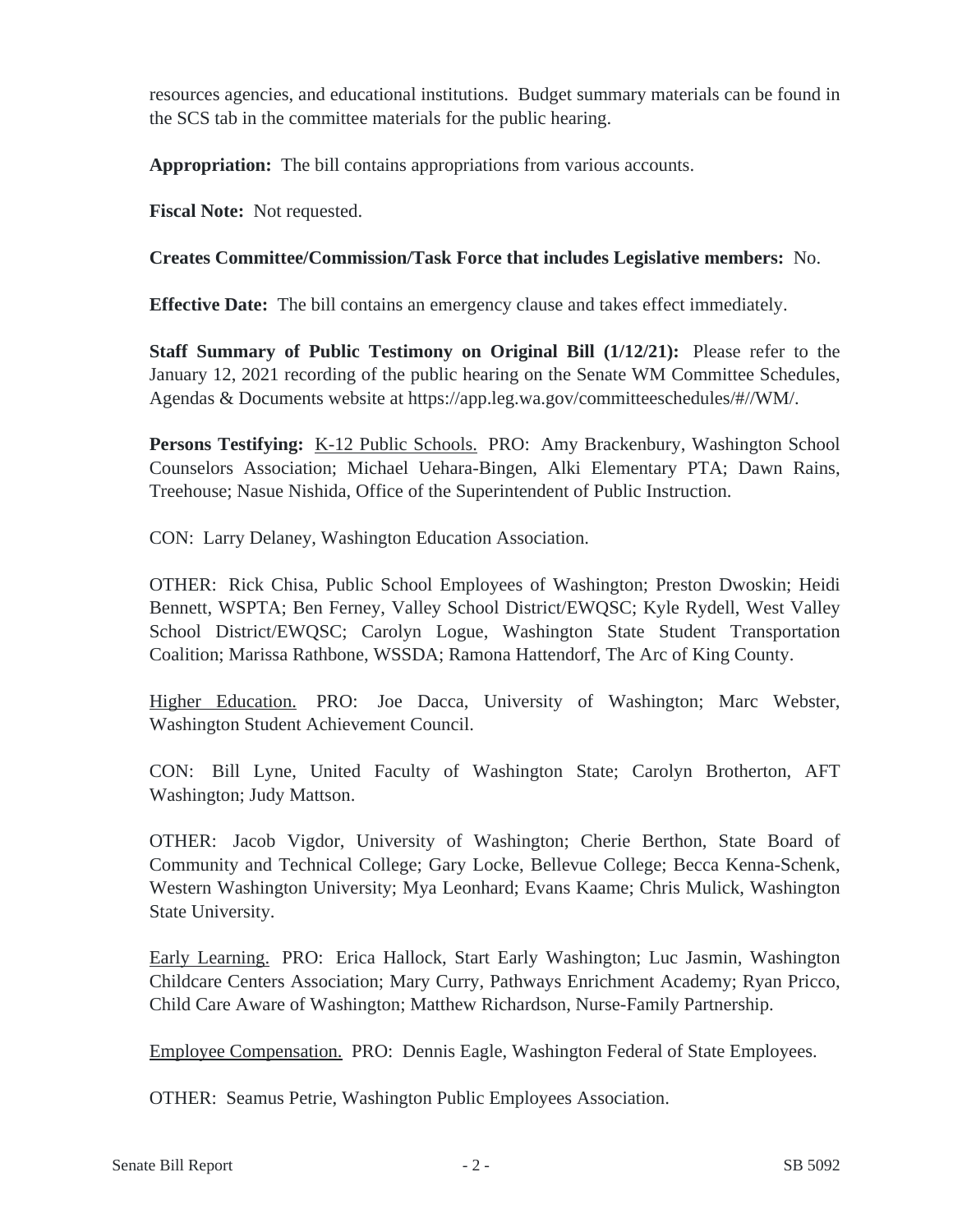resources agencies, and educational institutions. Budget summary materials can be found in the SCS tab in the committee materials for the public hearing.

**Appropriation:** The bill contains appropriations from various accounts.

**Fiscal Note:** Not requested.

**Creates Committee/Commission/Task Force that includes Legislative members:** No.

**Effective Date:** The bill contains an emergency clause and takes effect immediately.

**Staff Summary of Public Testimony on Original Bill (1/12/21):** Please refer to the January 12, 2021 recording of the public hearing on the Senate WM Committee Schedules, Agendas & Documents website at https://app.leg.wa.gov/committeeschedules/#//WM/.

**Persons Testifying:** <u>K-12 Public Schools.</u> PRO: Amy Brackenbury, Washington School Counselors Association; Michael Uehara-Bingen, Alki Elementary PTA; Dawn Rains, Treehouse; Nasue Nishida, Office of the Superintendent of Public Instruction.

CON: Larry Delaney, Washington Education Association.

OTHER: Rick Chisa, Public School Employees of Washington; Preston Dwoskin; Heidi Bennett, WSPTA; Ben Ferney, Valley School District/EWQSC; Kyle Rydell, West Valley School District/EWQSC; Carolyn Logue, Washington State Student Transportation Coalition; Marissa Rathbone, WSSDA; Ramona Hattendorf, The Arc of King County.

<u>Higher Education.</u> PRO: Joe Dacca, University of Washington; Marc Webster, Washington Student Achievement Council.

CON: Bill Lyne, United Faculty of Washington State; Carolyn Brotherton, AFT Washington; Judy Mattson.

OTHER: Jacob Vigdor, University of Washington; Cherie Berthon, State Board of Community and Technical College; Gary Locke, Bellevue College; Becca Kenna-Schenk, Western Washington University; Mya Leonhard; Evans Kaame; Chris Mulick, Washington State University.

<u>Early Learning.</u> PRO: Erica Hallock, Start Early Washington; Luc Jasmin, Washington Childcare Centers Association; Mary Curry, Pathways Enrichment Academy; Ryan Pricco, Child Care Aware of Washington; Matthew Richardson, Nurse-Family Partnership.

<u>Employee Compensation.</u> PRO: Dennis Eagle, Washington Federal of State Employees.

OTHER: Seamus Petrie, Washington Public Employees Association.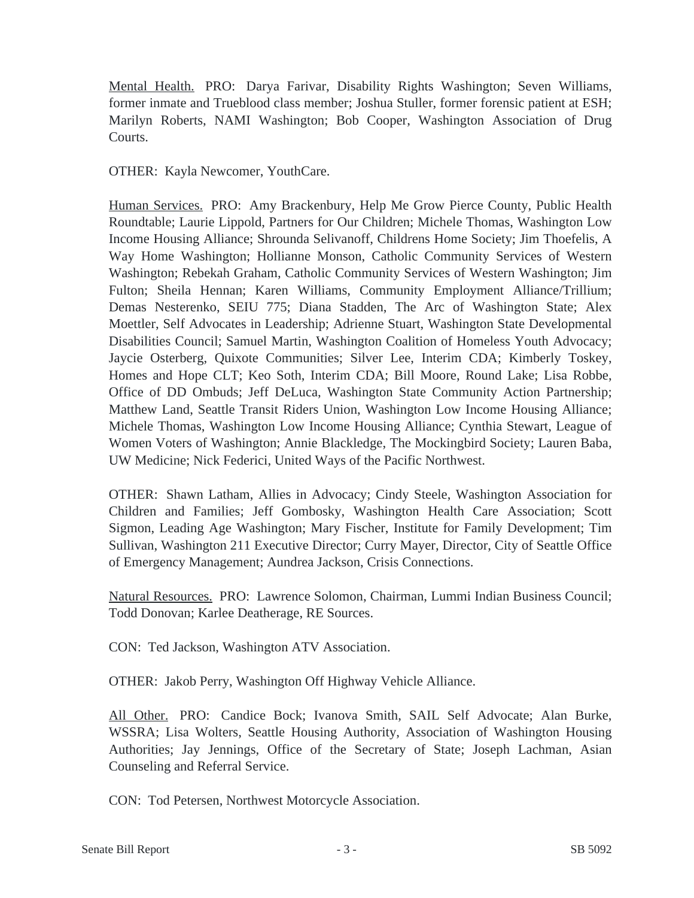Mental Health. PRO: Darya Farivar, Disability Rights Washington; Seven Williams, former inmate and Trueblood class member; Joshua Stuller, former forensic patient at ESH; Marilyn Roberts, NAMI Washington; Bob Cooper, Washington Association of Drug Courts.

OTHER: Kayla Newcomer, YouthCare.

Human Services. PRO: Amy Brackenbury, Help Me Grow Pierce County, Public Health Roundtable; Laurie Lippold, Partners for Our Children; Michele Thomas, Washington Low Income Housing Alliance; Shrounda Selivanoff, Childrens Home Society; Jim Thoefelis, A Way Home Washington; Hollianne Monson, Catholic Community Services of Western Washington; Rebekah Graham, Catholic Community Services of Western Washington; Jim Fulton; Sheila Hennan; Karen Williams, Community Employment Alliance/Trillium; Demas Nesterenko, SEIU 775; Diana Stadden, The Arc of Washington State; Alex Moettler, Self Advocates in Leadership; Adrienne Stuart, Washington State Developmental Disabilities Council; Samuel Martin, Washington Coalition of Homeless Youth Advocacy; Jaycie Osterberg, Quixote Communities; Silver Lee, Interim CDA; Kimberly Toskey, Homes and Hope CLT; Keo Soth, Interim CDA; Bill Moore, Round Lake; Lisa Robbe, Office of DD Ombuds; Jeff DeLuca, Washington State Community Action Partnership; Matthew Land, Seattle Transit Riders Union, Washington Low Income Housing Alliance; Michele Thomas, Washington Low Income Housing Alliance; Cynthia Stewart, League of Women Voters of Washington; Annie Blackledge, The Mockingbird Society; Lauren Baba, UW Medicine; Nick Federici, United Ways of the Pacific Northwest.

OTHER: Shawn Latham, Allies in Advocacy; Cindy Steele, Washington Association for Children and Families; Jeff Gombosky, Washington Health Care Association; Scott Sigmon, Leading Age Washington; Mary Fischer, Institute for Family Development; Tim Sullivan, Washington 211 Executive Director; Curry Mayer, Director, City of Seattle Office of Emergency Management; Aundrea Jackson, Crisis Connections.

Natural Resources. PRO: Lawrence Solomon, Chairman, Lummi Indian Business Council; Todd Donovan; Karlee Deatherage, RE Sources.

CON: Ted Jackson, Washington ATV Association.

OTHER: Jakob Perry, Washington Off Highway Vehicle Alliance.

All Other. PRO: Candice Bock; Ivanova Smith, SAIL Self Advocate; Alan Burke, WSSRA; Lisa Wolters, Seattle Housing Authority, Association of Washington Housing Authorities; Jay Jennings, Office of the Secretary of State; Joseph Lachman, Asian Counseling and Referral Service.

CON: Tod Petersen, Northwest Motorcycle Association.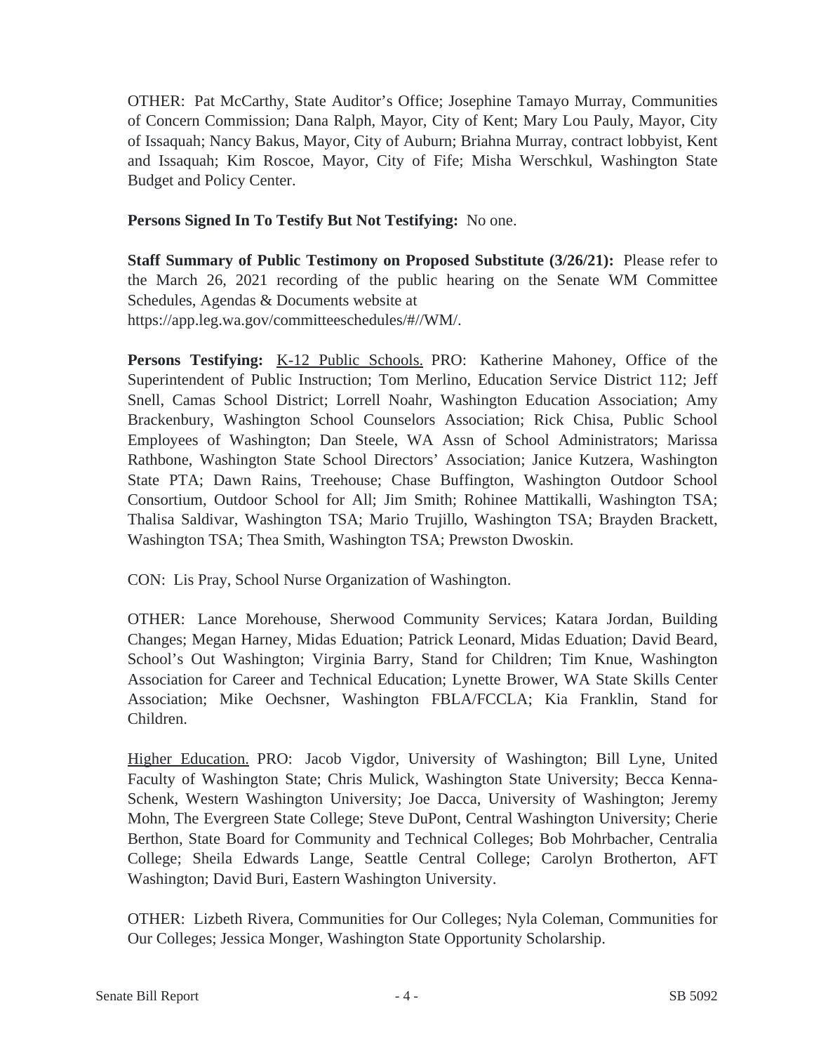OTHER: Pat McCarthy, State Auditor's Office; Josephine Tamayo Murray, Communities of Concern Commission; Dana Ralph, Mayor, City of Kent; Mary Lou Pauly, Mayor, City of Issaquah; Nancy Bakus, Mayor, City of Auburn; Briahna Murray, contract lobbyist, Kent and Issaquah; Kim Roscoe, Mayor, City of Fife; Misha Werschkul, Washington State Budget and Policy Center.

**Persons Signed In To Testify But Not Testifying:** No one.

**Staff Summary of Public Testimony on Proposed Substitute (3/26/21):** Please refer to the March 26, 2021 recording of the public hearing on the Senate WM Committee Schedules, Agendas & Documents website at https://app.leg.wa.gov/committeeschedules/#//WM/.

**Persons Testifying:** K-12 Public Schools. PRO: Katherine Mahoney, Office of the Superintendent of Public Instruction; Tom Merlino, Education Service District 112; Jeff Snell, Camas School District; Lorrell Noahr, Washington Education Association; Amy Brackenbury, Washington School Counselors Association; Rick Chisa, Public School Employees of Washington; Dan Steele, WA Assn of School Administrators; Marissa Rathbone, Washington State School Directors' Association; Janice Kutzera, Washington State PTA; Dawn Rains, Treehouse; Chase Buffington, Washington Outdoor School Consortium, Outdoor School for All; Jim Smith; Rohinee Mattikalli, Washington TSA; Thalisa Saldivar, Washington TSA; Mario Trujillo, Washington TSA; Brayden Brackett, Washington TSA; Thea Smith, Washington TSA; Prewston Dwoskin.

CON: Lis Pray, School Nurse Organization of Washington.

OTHER: Lance Morehouse, Sherwood Community Services; Katara Jordan, Building Changes; Megan Harney, Midas Eduation; Patrick Leonard, Midas Eduation; David Beard, School's Out Washington; Virginia Barry, Stand for Children; Tim Knue, Washington Association for Career and Technical Education; Lynette Brower, WA State Skills Center Association; Mike Oechsner, Washington FBLA/FCCLA; Kia Franklin, Stand for Children.

Higher Education. PRO: Jacob Vigdor, University of Washington; Bill Lyne, United Faculty of Washington State; Chris Mulick, Washington State University; Becca Kenna-Schenk, Western Washington University; Joe Dacca, University of Washington; Jeremy Mohn, The Evergreen State College; Steve DuPont, Central Washington University; Cherie Berthon, State Board for Community and Technical Colleges; Bob Mohrbacher, Centralia College; Sheila Edwards Lange, Seattle Central College; Carolyn Brotherton, AFT Washington; David Buri, Eastern Washington University.

OTHER: Lizbeth Rivera, Communities for Our Colleges; Nyla Coleman, Communities for Our Colleges; Jessica Monger, Washington State Opportunity Scholarship.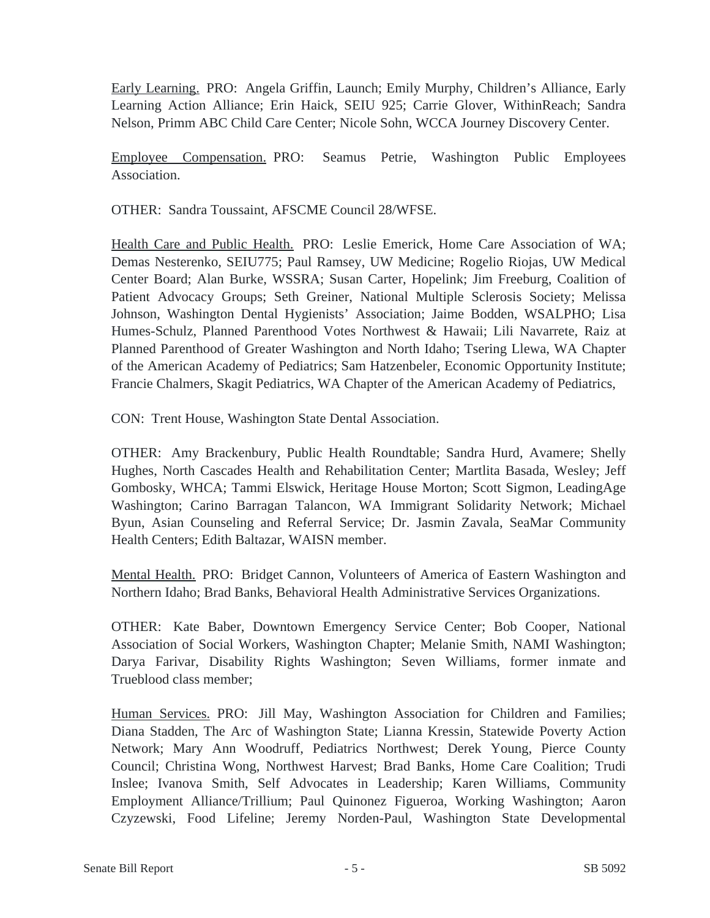Early Learning. PRO: Angela Griffin, Launch; Emily Murphy, Children's Alliance, Early Learning Action Alliance; Erin Haick, SEIU 925; Carrie Glover, WithinReach; Sandra Nelson, Primm ABC Child Care Center; Nicole Sohn, WCCA Journey Discovery Center.

Employee Compensation. PRO: Seamus Petrie, Washington Public Employees Association.

OTHER: Sandra Toussaint, AFSCME Council 28/WFSE.

Health Care and Public Health. PRO: Leslie Emerick, Home Care Association of WA; Demas Nesterenko, SEIU775; Paul Ramsey, UW Medicine; Rogelio Riojas, UW Medical Center Board; Alan Burke, WSSRA; Susan Carter, Hopelink; Jim Freeburg, Coalition of Patient Advocacy Groups; Seth Greiner, National Multiple Sclerosis Society; Melissa Johnson, Washington Dental Hygienists' Association; Jaime Bodden, WSALPHO; Lisa Humes-Schulz, Planned Parenthood Votes Northwest & Hawaii; Lili Navarrete, Raiz at Planned Parenthood of Greater Washington and North Idaho; Tsering Llewa, WA Chapter of the American Academy of Pediatrics; Sam Hatzenbeler, Economic Opportunity Institute; Francie Chalmers, Skagit Pediatrics, WA Chapter of the American Academy of Pediatrics,

CON: Trent House, Washington State Dental Association.

OTHER: Amy Brackenbury, Public Health Roundtable; Sandra Hurd, Avamere; Shelly Hughes, North Cascades Health and Rehabilitation Center; Martlita Basada, Wesley; Jeff Gombosky, WHCA; Tammi Elswick, Heritage House Morton; Scott Sigmon, LeadingAge Washington; Carino Barragan Talancon, WA Immigrant Solidarity Network; Michael Byun, Asian Counseling and Referral Service; Dr. Jasmin Zavala, SeaMar Community Health Centers; Edith Baltazar, WAISN member.

Mental Health. PRO: Bridget Cannon, Volunteers of America of Eastern Washington and Northern Idaho; Brad Banks, Behavioral Health Administrative Services Organizations.

OTHER: Kate Baber, Downtown Emergency Service Center; Bob Cooper, National Association of Social Workers, Washington Chapter; Melanie Smith, NAMI Washington; Darya Farivar, Disability Rights Washington; Seven Williams, former inmate and Trueblood class member;

Human Services. PRO: Jill May, Washington Association for Children and Families; Diana Stadden, The Arc of Washington State; Lianna Kressin, Statewide Poverty Action Network; Mary Ann Woodruff, Pediatrics Northwest; Derek Young, Pierce County Council; Christina Wong, Northwest Harvest; Brad Banks, Home Care Coalition; Trudi Inslee; Ivanova Smith, Self Advocates in Leadership; Karen Williams, Community Employment Alliance/Trillium; Paul Quinonez Figueroa, Working Washington; Aaron Czyzewski, Food Lifeline; Jeremy Norden-Paul, Washington State Developmental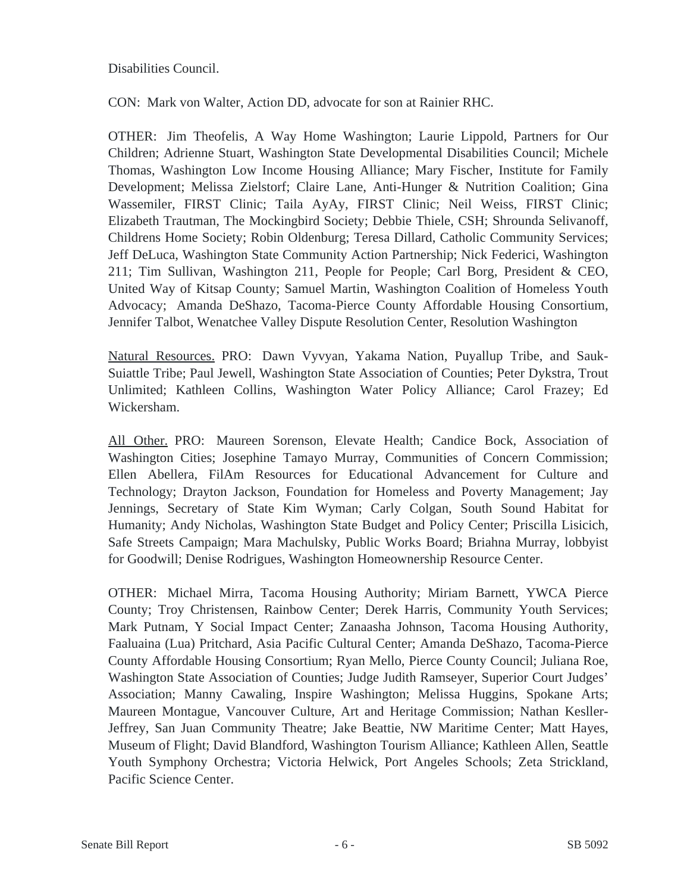Disabilities Council.

CON: Mark von Walter, Action DD, advocate for son at Rainier RHC.

OTHER: Jim Theofelis, A Way Home Washington; Laurie Lippold, Partners for Our Children; Adrienne Stuart, Washington State Developmental Disabilities Council; Michele Thomas, Washington Low Income Housing Alliance; Mary Fischer, Institute for Family Development; Melissa Zielstorf; Claire Lane, Anti-Hunger & Nutrition Coalition; Gina Wassemiler, FIRST Clinic; Taila AyAy, FIRST Clinic; Neil Weiss, FIRST Clinic; Elizabeth Trautman, The Mockingbird Society; Debbie Thiele, CSH; Shrounda Selivanoff, Childrens Home Society; Robin Oldenburg; Teresa Dillard, Catholic Community Services; Jeff DeLuca, Washington State Community Action Partnership; Nick Federici, Washington 211; Tim Sullivan, Washington 211, People for People; Carl Borg, President & CEO, United Way of Kitsap County; Samuel Martin, Washington Coalition of Homeless Youth Advocacy; Amanda DeShazo, Tacoma-Pierce County Affordable Housing Consortium, Jennifer Talbot, Wenatchee Valley Dispute Resolution Center, Resolution Washington

Natural Resources. PRO: Dawn Vyvyan, Yakama Nation, Puyallup Tribe, and Sauk-Suiattle Tribe; Paul Jewell, Washington State Association of Counties; Peter Dykstra, Trout Unlimited; Kathleen Collins, Washington Water Policy Alliance; Carol Frazey; Ed Wickersham.

All Other. PRO: Maureen Sorenson, Elevate Health; Candice Bock, Association of Washington Cities; Josephine Tamayo Murray, Communities of Concern Commission; Ellen Abellera, FilAm Resources for Educational Advancement for Culture and Technology; Drayton Jackson, Foundation for Homeless and Poverty Management; Jay Jennings, Secretary of State Kim Wyman; Carly Colgan, South Sound Habitat for Humanity; Andy Nicholas, Washington State Budget and Policy Center; Priscilla Lisicich, Safe Streets Campaign; Mara Machulsky, Public Works Board; Briahna Murray, lobbyist for Goodwill; Denise Rodrigues, Washington Homeownership Resource Center.

OTHER: Michael Mirra, Tacoma Housing Authority; Miriam Barnett, YWCA Pierce County; Troy Christensen, Rainbow Center; Derek Harris, Community Youth Services; Mark Putnam, Y Social Impact Center; Zanaasha Johnson, Tacoma Housing Authority, Faaluaina (Lua) Pritchard, Asia Pacific Cultural Center; Amanda DeShazo, Tacoma-Pierce County Affordable Housing Consortium; Ryan Mello, Pierce County Council; Juliana Roe, Washington State Association of Counties; Judge Judith Ramseyer, Superior Court Judges' Association; Manny Cawaling, Inspire Washington; Melissa Huggins, Spokane Arts; Maureen Montague, Vancouver Culture, Art and Heritage Commission; Nathan Kesller-Jeffrey, San Juan Community Theatre; Jake Beattie, NW Maritime Center; Matt Hayes, Museum of Flight; David Blandford, Washington Tourism Alliance; Kathleen Allen, Seattle Youth Symphony Orchestra; Victoria Helwick, Port Angeles Schools; Zeta Strickland, Pacific Science Center.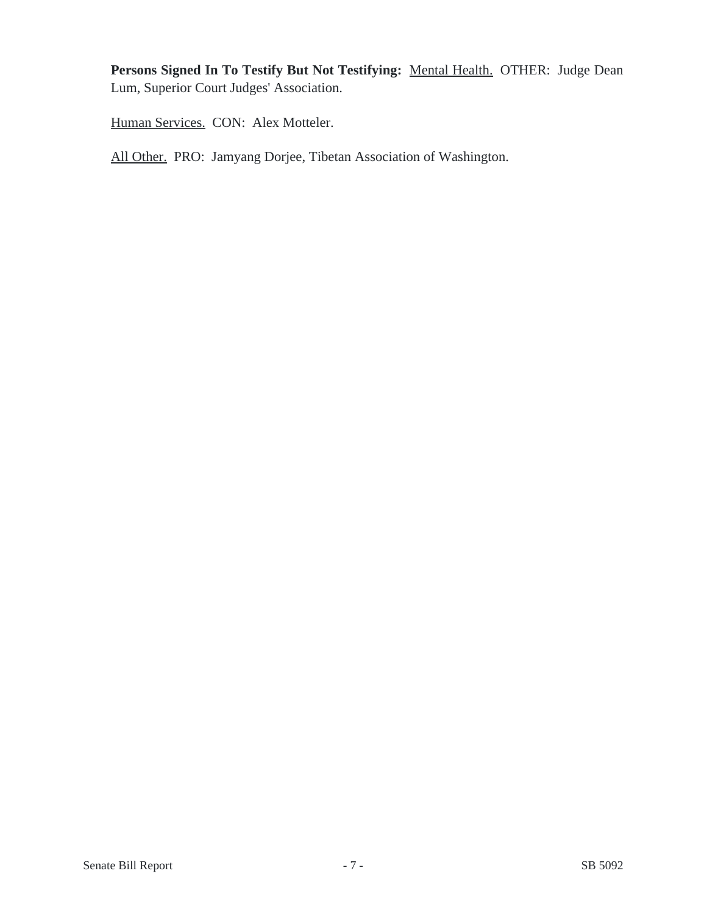**Persons Signed In To Testify But Not Testifying:** Mental Health. OTHER: Judge Dean Lum, Superior Court Judges' Association.

Human Services. CON: Alex Motteler.

All Other. PRO: Jamyang Dorjee, Tibetan Association of Washington.